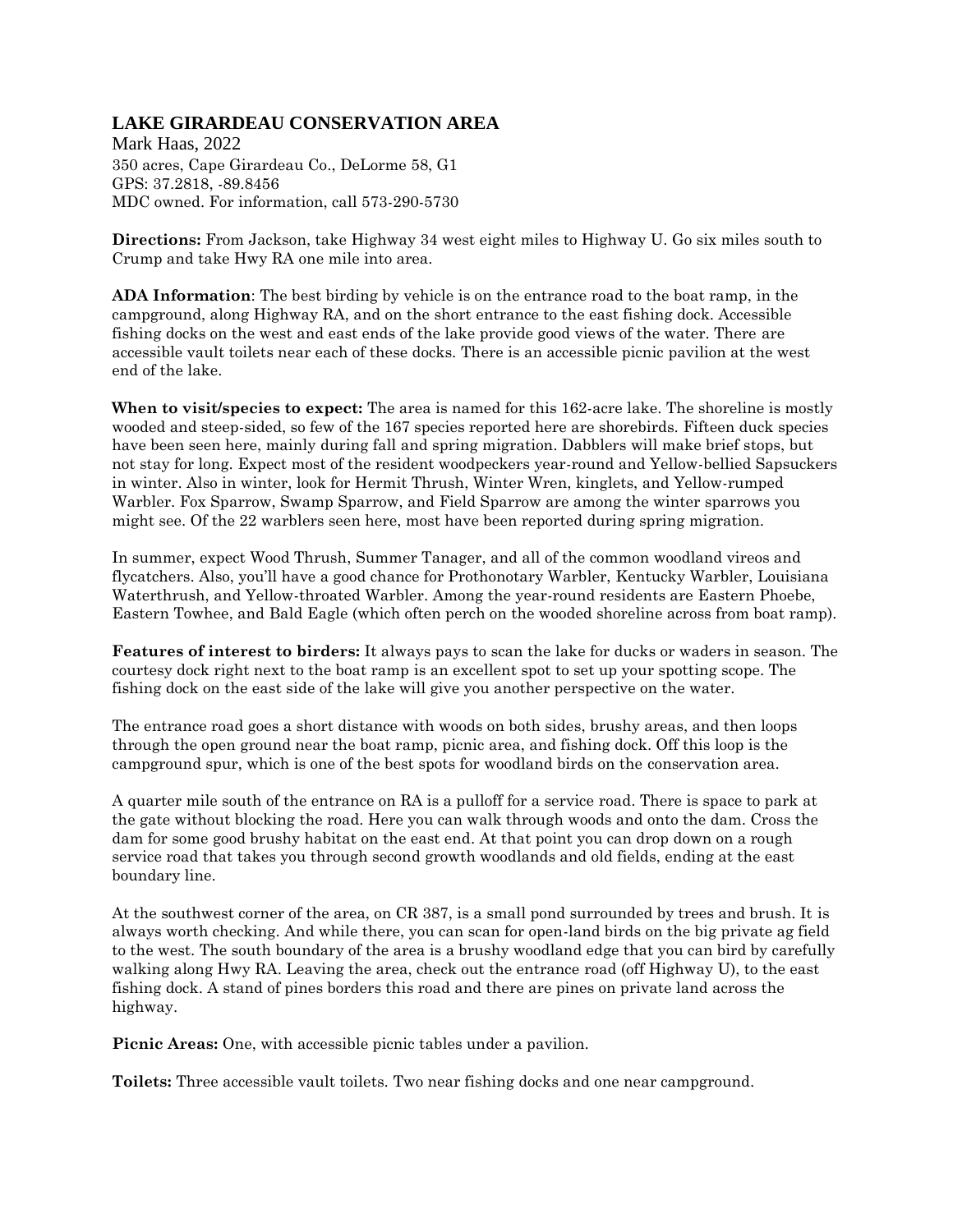# LAKE GIRARDEAU CONSERVATION AREA

Mark Haas, 2022
350 acres, Cape Girardeau Co., DeLorme 58, G1
GPS: 37.2818, -89.8456
MDC owned. For information, call 573-290-5730

**Directions:** From Jackson, take Highway 34 west eight miles to Highway U. Go six miles south to Crump and take Hwy RA one mile into area.

**ADA Information**: The best birding by vehicle is on the entrance road to the boat ramp, in the campground, along Highway RA, and on the short entrance to the east fishing dock. Accessible fishing docks on the west and east ends of the lake provide good views of the water. There are accessible vault toilets near each of these docks. There is an accessible picnic pavilion at the west end of the lake.

**When to visit/species to expect:** The area is named for this 162-acre lake. The shoreline is mostly wooded and steep-sided, so few of the 167 species reported here are shorebirds. Fifteen duck species have been seen here, mainly during fall and spring migration. Dabblers will make brief stops, but not stay for long. Expect most of the resident woodpeckers year-round and Yellow-bellied Sapsuckers in winter. Also in winter, look for Hermit Thrush, Winter Wren, kinglets, and Yellow-rumped Warbler. Fox Sparrow, Swamp Sparrow, and Field Sparrow are among the winter sparrows you might see. Of the 22 warblers seen here, most have been reported during spring migration.

In summer, expect Wood Thrush, Summer Tanager, and all of the common woodland vireos and flycatchers. Also, you'll have a good chance for Prothonotary Warbler, Kentucky Warbler, Louisiana Waterthrush, and Yellow-throated Warbler. Among the year-round residents are Eastern Phoebe, Eastern Towhee, and Bald Eagle (which often perch on the wooded shoreline across from boat ramp).

**Features of interest to birders:** It always pays to scan the lake for ducks or waders in season. The courtesy dock right next to the boat ramp is an excellent spot to set up your spotting scope. The fishing dock on the east side of the lake will give you another perspective on the water.

The entrance road goes a short distance with woods on both sides, brushy areas, and then loops through the open ground near the boat ramp, picnic area, and fishing dock. Off this loop is the campground spur, which is one of the best spots for woodland birds on the conservation area.

A quarter mile south of the entrance on RA is a pulloff for a service road. There is space to park at the gate without blocking the road. Here you can walk through woods and onto the dam. Cross the dam for some good brushy habitat on the east end. At that point you can drop down on a rough service road that takes you through second growth woodlands and old fields, ending at the east boundary line.

At the southwest corner of the area, on CR 387, is a small pond surrounded by trees and brush. It is always worth checking. And while there, you can scan for open-land birds on the big private ag field to the west. The south boundary of the area is a brushy woodland edge that you can bird by carefully walking along Hwy RA. Leaving the area, check out the entrance road (off Highway U), to the east fishing dock. A stand of pines borders this road and there are pines on private land across the highway.

**Picnic Areas:** One, with accessible picnic tables under a pavilion.

**Toilets:** Three accessible vault toilets. Two near fishing docks and one near campground.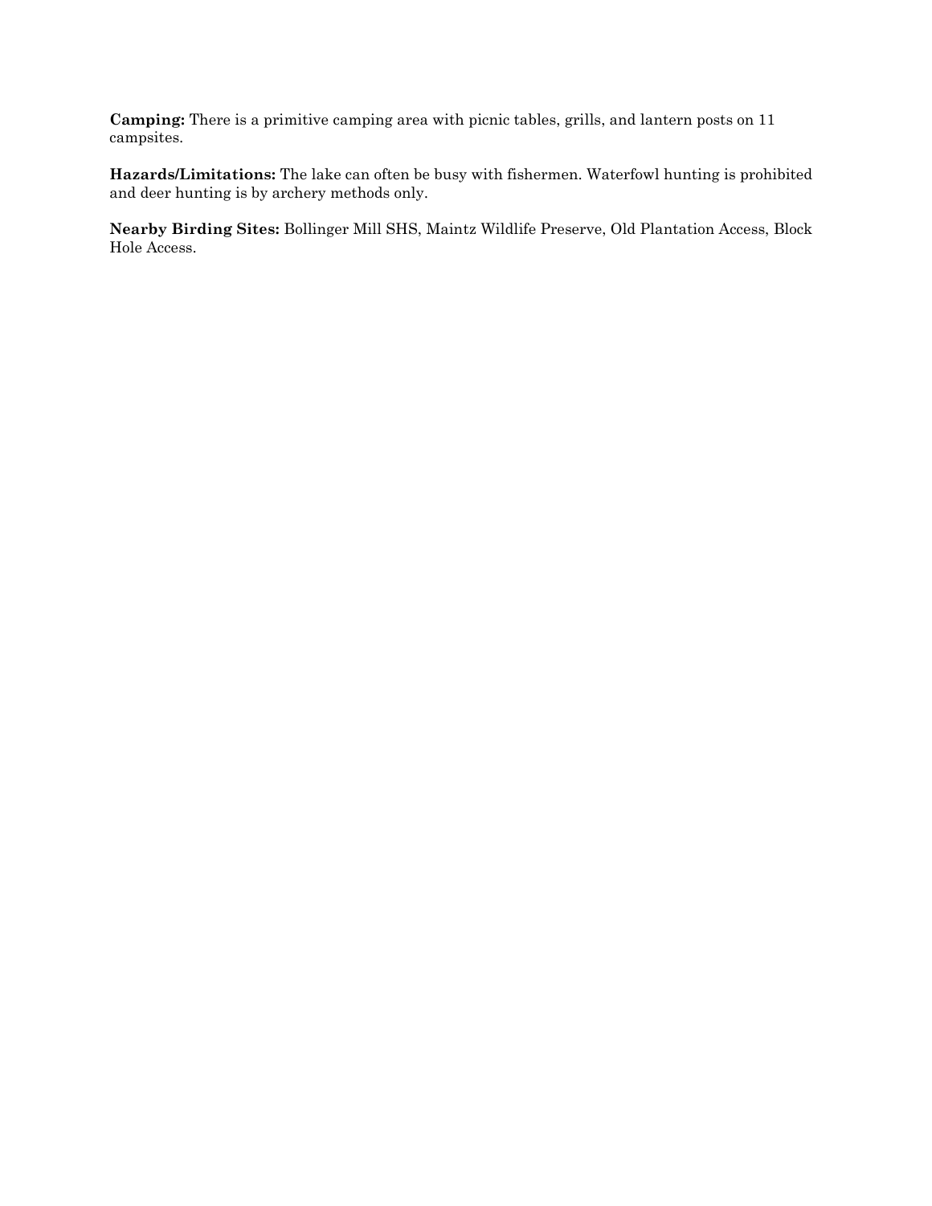**Camping:** There is a primitive camping area with picnic tables, grills, and lantern posts on 11 campsites.

**Hazards/Limitations:** The lake can often be busy with fishermen. Waterfowl hunting is prohibited and deer hunting is by archery methods only.

**Nearby Birding Sites:** Bollinger Mill SHS, Maintz Wildlife Preserve, Old Plantation Access, Block Hole Access.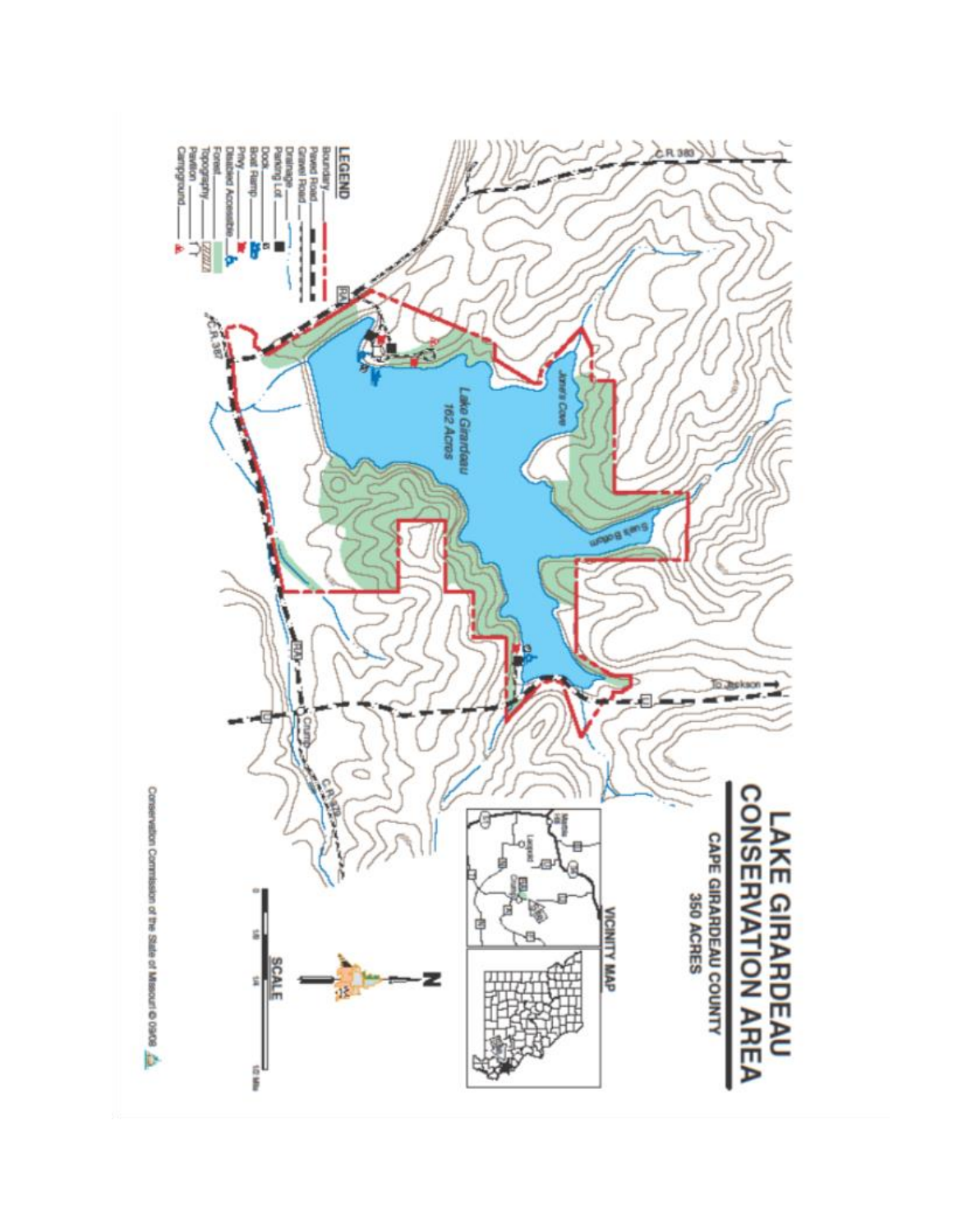# LAKE GIRARDEAU CONSERVATION AREA

**CAPE GIRARDEAU COUNTY**

**350 ACRES**

**LEGEND**

Boundary
Paved Road
Gravel Road
Drainage
Parking Lot
Dock
Boat Ramp
Privy
Disabled Accessible
Forest
Topography
Pavilion
Campground

Lake Girardeau
162 Acres

Jones Cove

Sue's Bottom

C.R. 383

C.R. 387

C.R. 375

To Jackson

Crump

**VICINITY MAP**

**SCALE**

0 1/8 1/4 1/2 Mile

N

Conservation Commission of the State of Missouri © 09/06